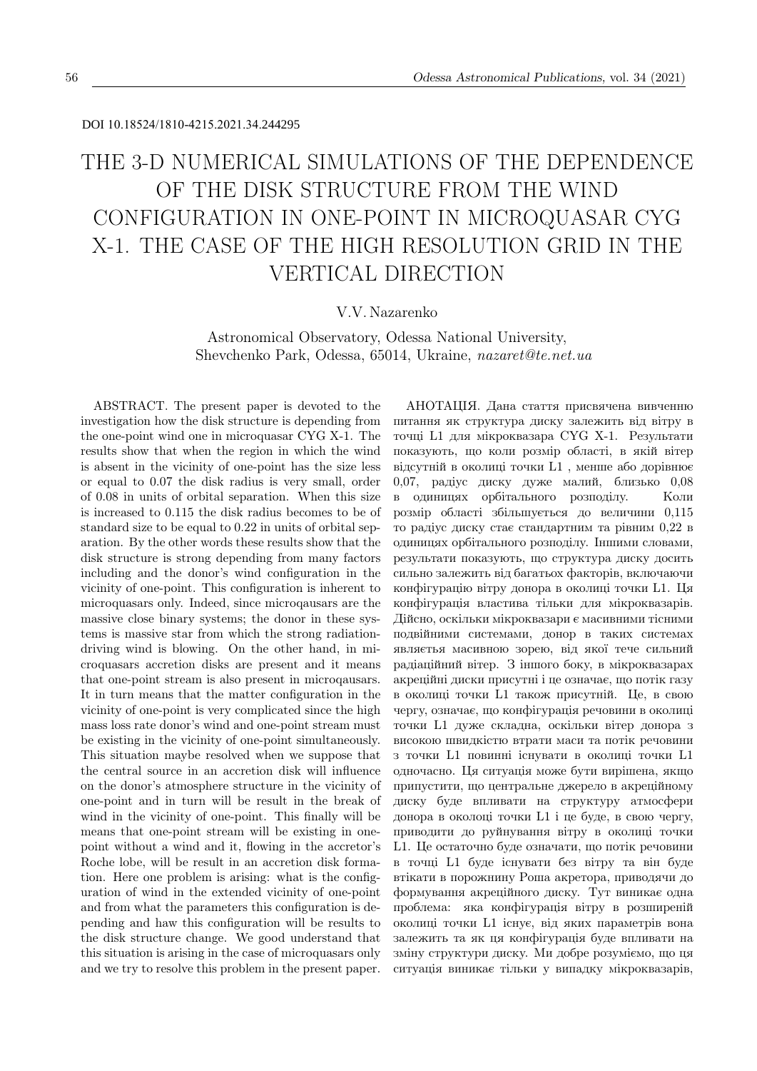DOI 10.18524/1810-4215.2021.34.244295

# THE 3-D NUMERICAL SIMULATIONS OF THE DEPENDENCE OF THE DISK STRUCTURE FROM THE WIND CONFIGURATION IN ONE-POINT IN MICROQUASAR CYG X-1. THE CASE OF THE HIGH RESOLUTION GRID IN THE VERTICAL DIRECTION

V.V. Nazarenko

Astronomical Observatory, Odessa National University,
Shevchenko Park, Odessa, 65014, Ukraine, *nazaret@te.net.ua*

ABSTRACT. The present paper is devoted to the investigation how the disk structure is depending from the one-point wind one in microquasar CYG X-1. The results show that when the region in which the wind is absent in the vicinity of one-point has the size less or equal to 0.07 the disk radius is very small, order of 0.08 in units of orbital separation. When this size is increased to 0.115 the disk radius becomes to be of standard size to be equal to 0.22 in units of orbital separation. By the other words these results show that the disk structure is strong depending from many factors including and the donor's wind configuration in the vicinity of one-point. This configuration is inherent to microquasars only. Indeed, since microqausars are the massive close binary systems; the donor in these systems is massive star from which the strong radiation-driving wind is blowing. On the other hand, in microquasars accretion disks are present and it means that one-point stream is also present in microqausars. It in turn means that the matter configuration in the vicinity of one-point is very complicated since the high mass loss rate donor's wind and one-point stream must be existing in the vicinity of one-point simultaneously. This situation maybe resolved when we suppose that the central source in an accretion disk will influence on the donor's atmosphere structure in the vicinity of one-point and in turn will be result in the break of wind in the vicinity of one-point. This finally will be means that one-point stream will be existing in one-point without a wind and it, flowing in the accretor's Roche lobe, will be result in an accretion disk formation. Here one problem is arising: what is the configuration of wind in the extended vicinity of one-point and from what the parameters this configuration is depending and haw this configuration will be results to the disk structure change. We good understand that this situation is arising in the case of microquasars only and we try to resolve this problem in the present paper.

АНОТАЦІЯ. Дана стаття присвячена вивченню питання як структура диску залежить від вітру в точці L1 для мікроквазара CYG X-1. Результати показують, що коли розмір області, в якій вітер відсутній в околиці точки L1 , менше або дорівнює 0,07, радіус диску дуже малий, близько 0,08 в одиницях орбітального розподілу. Коли розмір області збільшується до величини 0,115 то радіус диску стає стандартним та рівним 0,22 в одиницях орбітального розподілу. Іншими словами, результати показують, що структура диску досить сильно залежить від багатьох факторів, включаючи конфігурацію вітру донора в околиці точки L1. Ця конфігурація властива тільки для мікроквазарів. Дійсно, оскільки мікроквазари є масивними тісними подвійними системами, донор в таких системах являєтья масивною зорею, від якої тече сильний радіаційний вітер. З іншого боку, в мікроквазарах акреційні диски присутні і це означає, що потік газу в околиці точки L1 також присутній. Це, в свою чергу, означає, що конфігурація речовини в околиці точки L1 дуже складна, оскільки вітер донора з високою швидкістю втрати маси та потік речовини з точки L1 повинні існувати в околиці точки L1 одночасно. Ця ситуація може бути вирішена, якщо припустити, що центральне джерело в акреційному диску буде впливати на структуру атмосфери донора в околоці точки L1 і це буде, в свою чергу, приводити до руйнування вітру в околиці точки L1. Це остаточно буде означати, що потік речовини в точці L1 буде існувати без вітру та він буде втікати в порожнину Роша акретора, приводячи до формування акреційного диску. Тут виникає одна проблема: яка конфігурація вітру в розширеній околиці точки L1 існує, від яких параметрів вона залежить та як ця конфігурація буде впливати на зміну структури диску. Ми добре розуміємо, що ця ситуація виникає тільки у випадку мікроквазарів,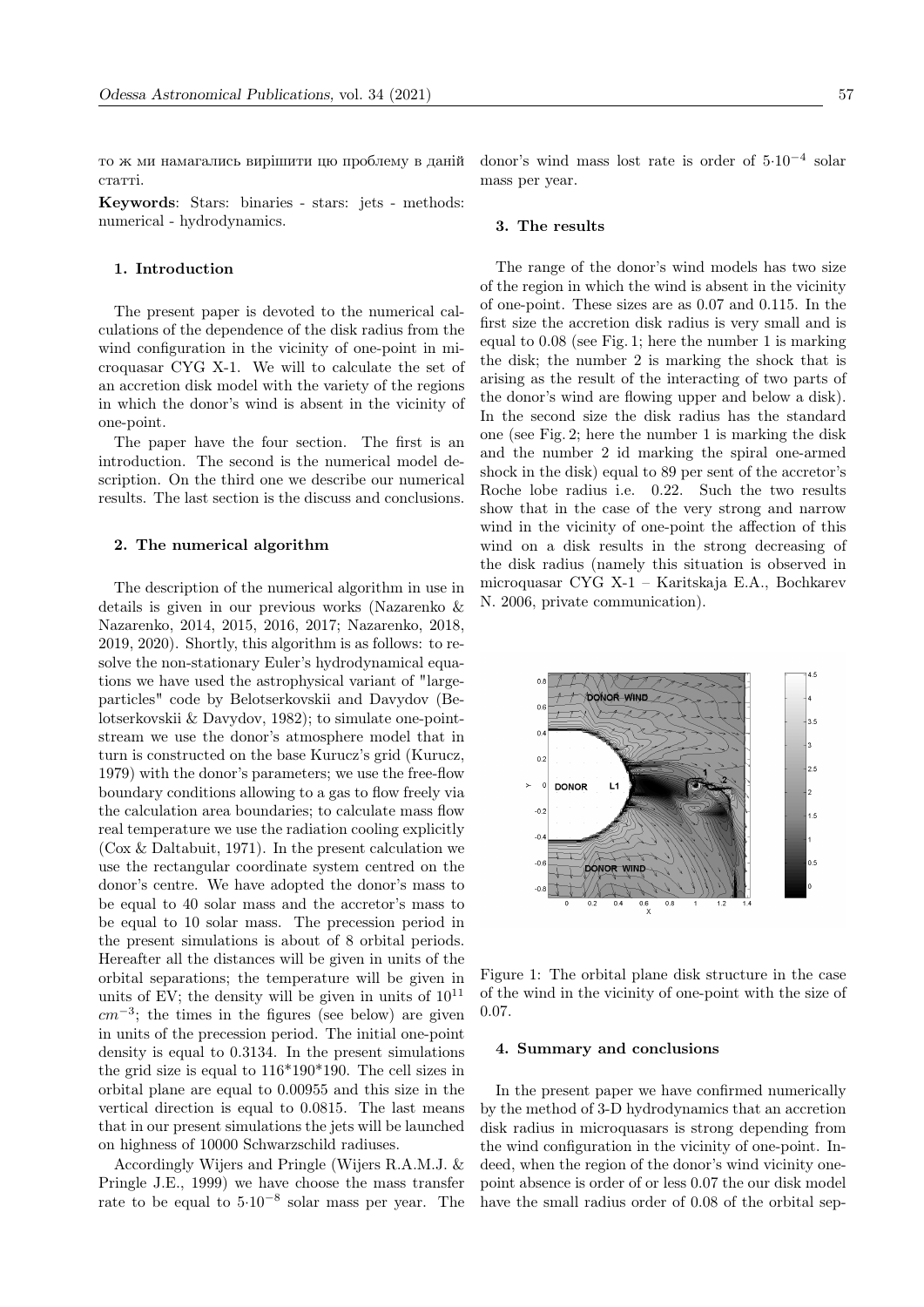то ж ми намагались вирішити цю проблему в даній статті.

**Keywords**: Stars: binaries - stars: jets - methods: numerical - hydrodynamics.

## 1. Introduction

The present paper is devoted to the numerical calculations of the dependence of the disk radius from the wind configuration in the vicinity of one-point in microquasar CYG X-1. We will to calculate the set of an accretion disk model with the variety of the regions in which the donor's wind is absent in the vicinity of one-point.

The paper have the four section. The first is an introduction. The second is the numerical model description. On the third one we describe our numerical results. The last section is the discuss and conclusions.

## 2. The numerical algorithm

The description of the numerical algorithm in use in details is given in our previous works (Nazarenko & Nazarenko, 2014, 2015, 2016, 2017; Nazarenko, 2018, 2019, 2020). Shortly, this algorithm is as follows: to resolve the non-stationary Euler's hydrodynamical equations we have used the astrophysical variant of "large-particles" code by Belotserkovskii and Davydov (Belotserkovskii & Davydov, 1982); to simulate one-point-stream we use the donor's atmosphere model that in turn is constructed on the base Kurucz's grid (Kurucz, 1979) with the donor's parameters; we use the free-flow boundary conditions allowing to a gas to flow freely via the calculation area boundaries; to calculate mass flow real temperature we use the radiation cooling explicitly (Cox & Daltabuit, 1971). In the present calculation we use the rectangular coordinate system centred on the donor's centre. We have adopted the donor's mass to be equal to 40 solar mass and the accretor's mass to be equal to 10 solar mass. The precession period in the present simulations is about of 8 orbital periods. Hereafter all the distances will be given in units of the orbital separations; the temperature will be given in units of EV; the density will be given in units of $10^{11}$ $cm^{-3}$; the times in the figures (see below) are given in units of the precession period. The initial one-point density is equal to 0.3134. In the present simulations the grid size is equal to 116\*190\*190. The cell sizes in orbital plane are equal to 0.00955 and this size in the vertical direction is equal to 0.0815. The last means that in our present simulations the jets will be launched on highness of 10000 Schwarzschild radiuses.

Accordingly Wijers and Pringle (Wijers R.A.M.J. & Pringle J.E., 1999) we have choose the mass transfer rate to be equal to $5 \cdot 10^{-8}$ solar mass per year. The donor's wind mass lost rate is order of $5 \cdot 10^{-4}$ solar mass per year.

## 3. The results

The range of the donor's wind models has two size of the region in which the wind is absent in the vicinity of one-point. These sizes are as 0.07 and 0.115. In the first size the accretion disk radius is very small and is equal to 0.08 (see Fig. 1; here the number 1 is marking the disk; the number 2 is marking the shock that is arising as the result of the interacting of two parts of the donor's wind are flowing upper and below a disk). In the second size the disk radius has the standard one (see Fig. 2; here the number 1 is marking the disk and the number 2 id marking the spiral one-armed shock in the disk) equal to 89 per sent of the accretor's Roche lobe radius i.e. 0.22. Such the two results show that in the case of the very strong and narrow wind in the vicinity of one-point the affection of this wind on a disk results in the strong decreasing of the disk radius (namely this situation is observed in microquasar CYG X-1 – Karitskaja E.A., Bochkarev N. 2006, private communication).

Figure 1: The orbital plane disk structure in the case of the wind in the vicinity of one-point with the size of 0.07.

## 4. Summary and conclusions

In the present paper we have confirmed numerically by the method of 3-D hydrodynamics that an accretion disk radius in microquasars is strong depending from the wind configuration in the vicinity of one-point. Indeed, when the region of the donor's wind vicinity one-point absence is order of or less 0.07 the our disk model have the small radius order of 0.08 of the orbital sep-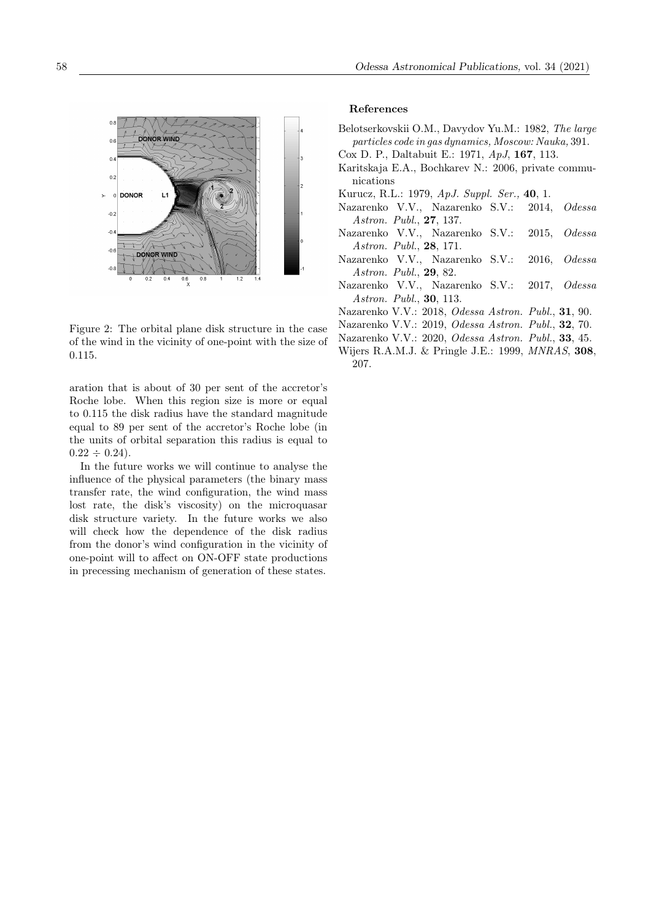DONOR WIND

DONOR

L1

DONOR WIND

1

2

2

Y

X

0.8

0.6

0.4

0.2

0

-0.2

-0.4

-0.6

-0.8

0

0.2

0.4

0.6

0.8

1

1.2

1.4

4

3

2

1

0

-1

Figure 2: The orbital plane disk structure in the case of the wind in the vicinity of one-point with the size of 0.115.

aration that is about of 30 per sent of the accretor's Roche lobe. When this region size is more or equal to 0.115 the disk radius have the standard magnitude equal to 89 per sent of the accretor's Roche lobe (in the units of orbital separation this radius is equal to $0.22 \div 0.24$).

In the future works we will continue to analyse the influence of the physical parameters (the binary mass transfer rate, the wind configuration, the wind mass lost rate, the disk's viscosity) on the microquasar disk structure variety. In the future works we also will check how the dependence of the disk radius from the donor's wind configuration in the vicinity of one-point will to affect on ON-OFF state productions in precessing mechanism of generation of these states.

## References

Belotserkovskii O.M., Davydov Yu.M.: 1982, *The large particles code in gas dynamics, Moscow: Nauka,* 391.

Cox D. P., Daltabuit E.: 1971, *ApJ*, **167**, 113.

Karitskaja E.A., Bochkarev N.: 2006, private communications

Kurucz, R.L.: 1979, *ApJ. Suppl. Ser.,* **40**, 1.

Nazarenko V.V., Nazarenko S.V.: 2014, *Odessa Astron. Publ.*, **27**, 137.

Nazarenko V.V., Nazarenko S.V.: 2015, *Odessa Astron. Publ.*, **28**, 171.

Nazarenko V.V., Nazarenko S.V.: 2016, *Odessa Astron. Publ.*, **29**, 82.

Nazarenko V.V., Nazarenko S.V.: 2017, *Odessa Astron. Publ.*, **30**, 113.

Nazarenko V.V.: 2018, *Odessa Astron. Publ.*, **31**, 90.

Nazarenko V.V.: 2019, *Odessa Astron. Publ.*, **32**, 70.

Nazarenko V.V.: 2020, *Odessa Astron. Publ.*, **33**, 45.

Wijers R.A.M.J. & Pringle J.E.: 1999, *MNRAS*, **308**, 207.